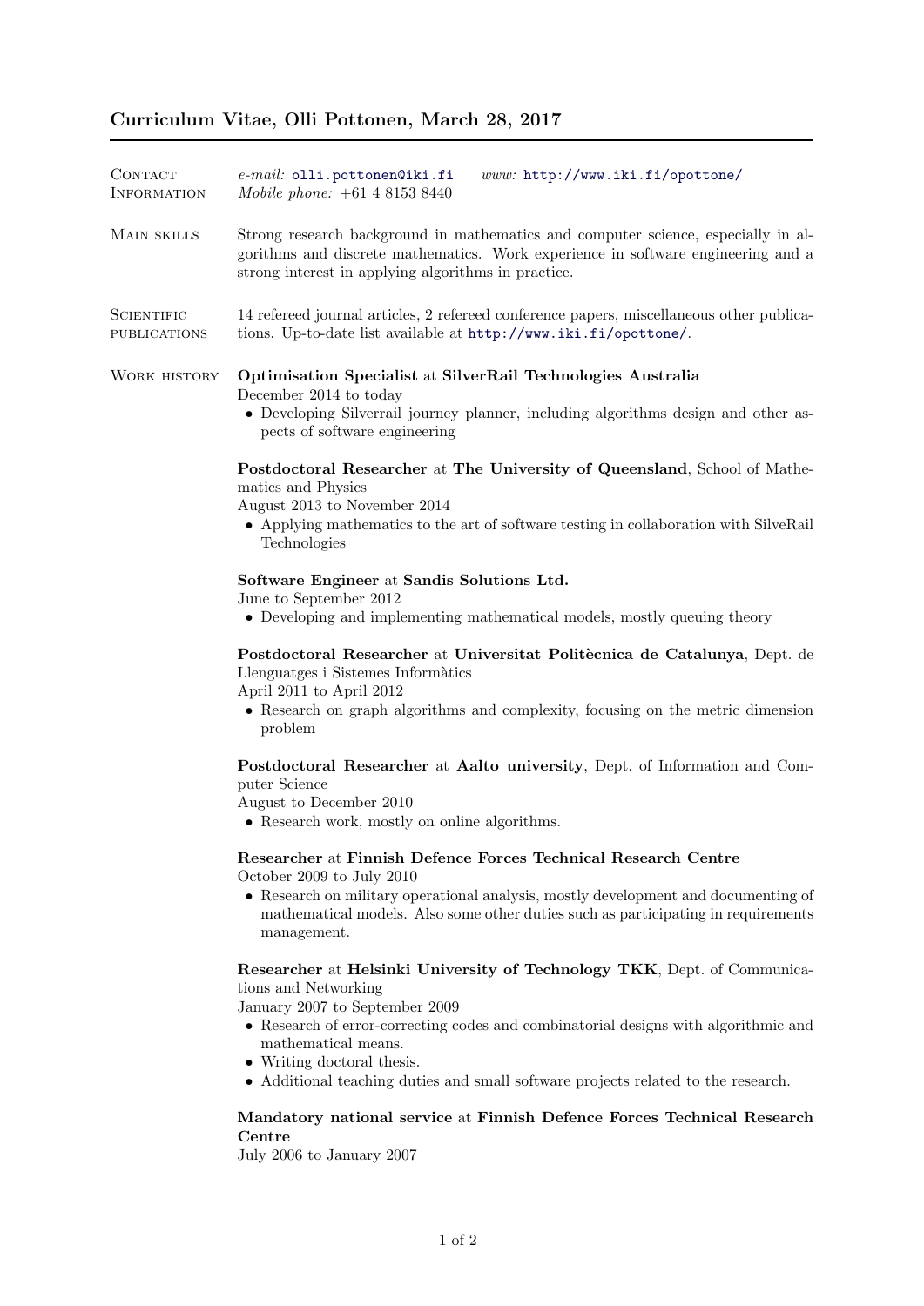# Curriculum Vitae, Olli Pottonen, March 28, 2017

## Contact Information

*e-mail:* olli.pottonen@iki.fi    *www:* http://www.iki.fi/opottone/
*Mobile phone:* +61 4 8153 8440

## Main skills

Strong research background in mathematics and computer science, especially in algorithms and discrete mathematics. Work experience in software engineering and a strong interest in applying algorithms in practice.

## Scientific publications

14 refereed journal articles, 2 refereed conference papers, miscellaneous other publications. Up-to-date list available at http://www.iki.fi/opottone/.

## Work history

**Optimisation Specialist** at **SilverRail Technologies Australia**
December 2014 to today

- Developing Silverrail journey planner, including algorithms design and other aspects of software engineering

**Postdoctoral Researcher** at **The University of Queensland**, School of Mathematics and Physics
August 2013 to November 2014

- Applying mathematics to the art of software testing in collaboration with SilveRail Technologies

**Software Engineer** at **Sandis Solutions Ltd.**
June to September 2012

- Developing and implementing mathematical models, mostly queuing theory

**Postdoctoral Researcher** at **Universitat Politècnica de Catalunya**, Dept. de Llenguatges i Sistemes Informàtics
April 2011 to April 2012

- Research on graph algorithms and complexity, focusing on the metric dimension problem

**Postdoctoral Researcher** at **Aalto university**, Dept. of Information and Computer Science
August to December 2010

- Research work, mostly on online algorithms.

**Researcher** at **Finnish Defence Forces Technical Research Centre**
October 2009 to July 2010

- Research on military operational analysis, mostly development and documenting of mathematical models. Also some other duties such as participating in requirements management.

**Researcher** at **Helsinki University of Technology TKK**, Dept. of Communications and Networking
January 2007 to September 2009

- Research of error-correcting codes and combinatorial designs with algorithmic and mathematical means.
- Writing doctoral thesis.
- Additional teaching duties and small software projects related to the research.

**Mandatory national service** at **Finnish Defence Forces Technical Research Centre**
July 2006 to January 2007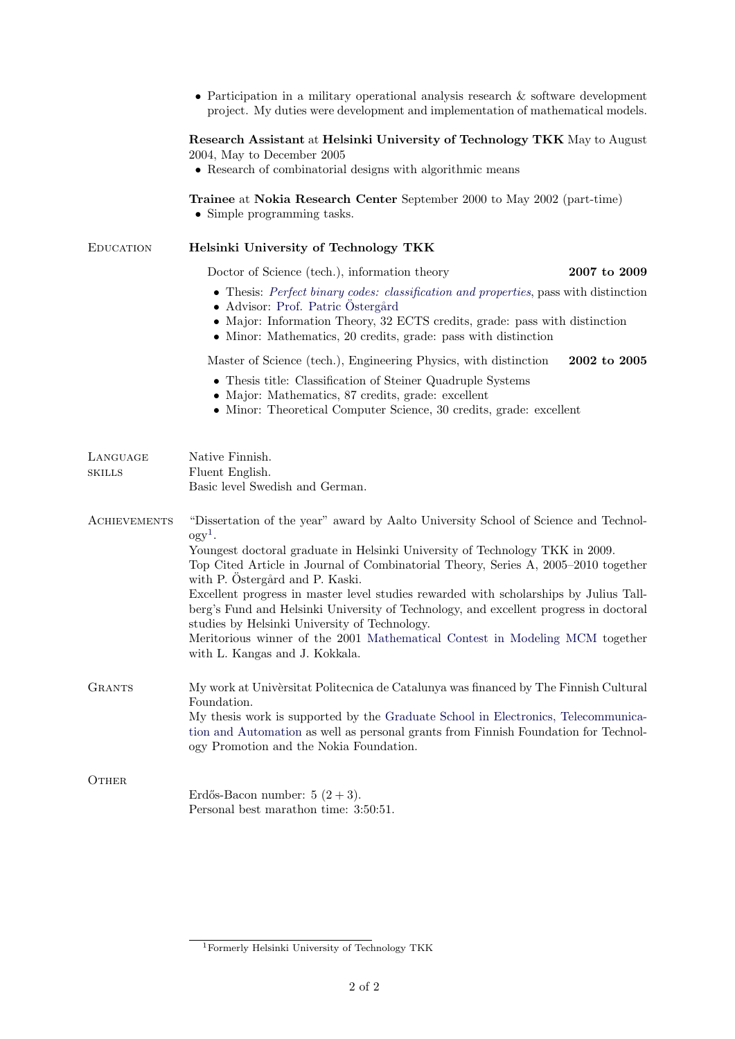- Participation in a military operational analysis research & software development project. My duties were development and implementation of mathematical models.

**Research Assistant** at **Helsinki University of Technology TKK** May to August 2004, May to December 2005

- Research of combinatorial designs with algorithmic means

**Trainee** at **Nokia Research Center** September 2000 to May 2002 (part-time)

- Simple programming tasks.

## Education

**Helsinki University of Technology TKK**

Doctor of Science (tech.), information theory **2007 to 2009**

- Thesis: *Perfect binary codes: classification and properties*, pass with distinction
- Advisor: Prof. Patric Östergård
- Major: Information Theory, 32 ECTS credits, grade: pass with distinction
- Minor: Mathematics, 20 credits, grade: pass with distinction

Master of Science (tech.), Engineering Physics, with distinction **2002 to 2005**

- Thesis title: Classification of Steiner Quadruple Systems
- Major: Mathematics, 87 credits, grade: excellent
- Minor: Theoretical Computer Science, 30 credits, grade: excellent

## Language skills

Native Finnish.
Fluent English.
Basic level Swedish and German.

## Achievements

"Dissertation of the year" award by Aalto University School of Science and Technology[1].
Youngest doctoral graduate in Helsinki University of Technology TKK in 2009.
Top Cited Article in Journal of Combinatorial Theory, Series A, 2005–2010 together with P. Östergård and P. Kaski.
Excellent progress in master level studies rewarded with scholarships by Julius Tallberg's Fund and Helsinki University of Technology, and excellent progress in doctoral studies by Helsinki University of Technology.
Meritorious winner of the 2001 Mathematical Contest in Modeling MCM together with L. Kangas and J. Kokkala.

## Grants

My work at Univèrsitat Politecnica de Catalunya was financed by The Finnish Cultural Foundation.
My thesis work is supported by the Graduate School in Electronics, Telecommunication and Automation as well as personal grants from Finnish Foundation for Technology Promotion and the Nokia Foundation.

## Other

Erdős-Bacon number: 5 $(2 + 3)$.
Personal best marathon time: 3:50:51.

[1] Formerly Helsinki University of Technology TKK